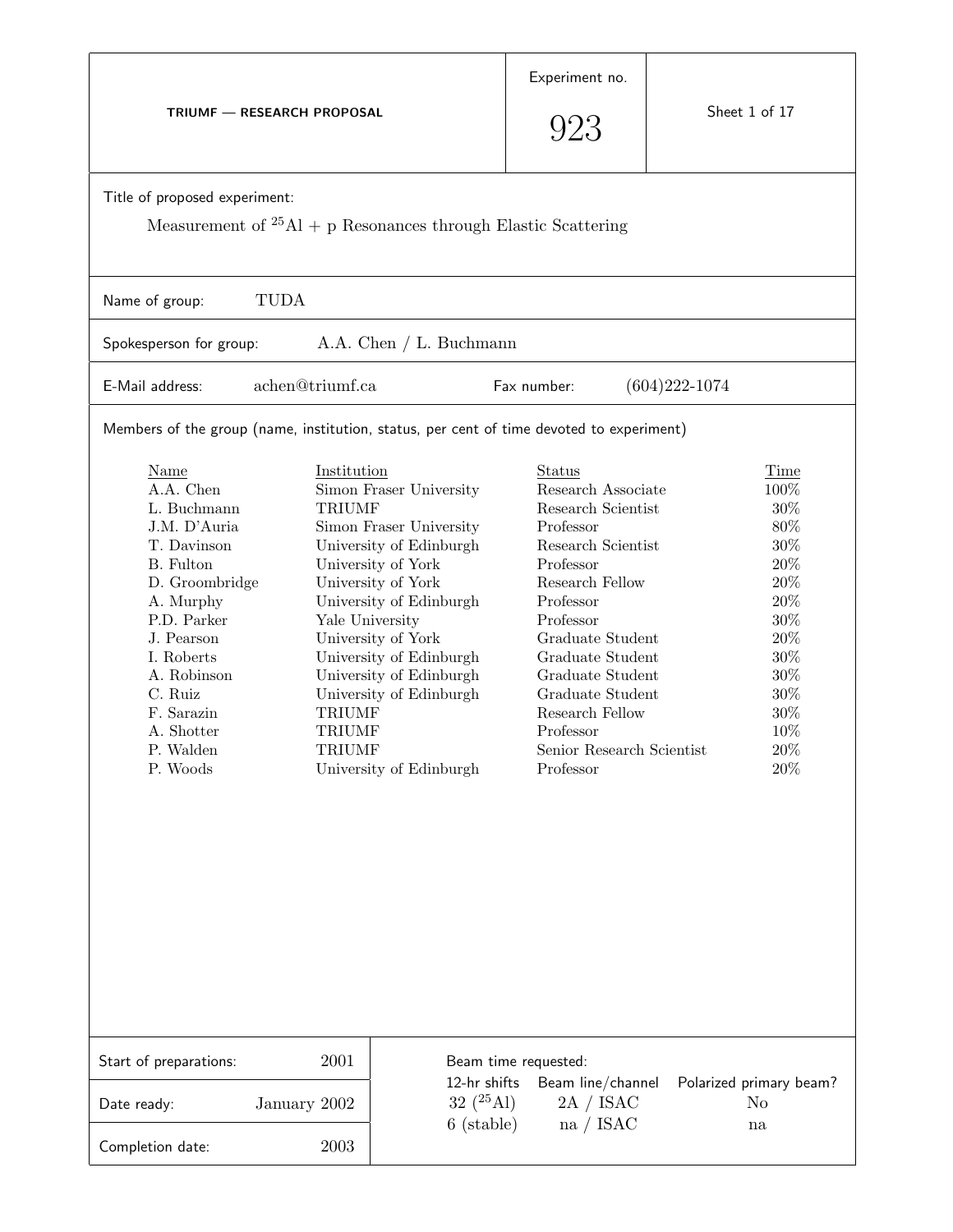**TRIUMF — RESEARCH PROPOSAL**

Experiment no. 923

Title of proposed experiment:

Measurement of $^{25}$Al + p Resonances through Elastic Scattering

Name of group: TUDA

Spokesperson for group: A.A. Chen / L. Buchmann

E-Mail address: achen@triumf.ca

Fax number: (604)222-1074

Members of the group (name, institution, status, per cent of time devoted to experiment)

| Name | Institution | Status | Time |
|---|---|---|---|
| A.A. Chen | Simon Fraser University | Research Associate | 100% |
| L. Buchmann | TRIUMF | Research Scientist | 30% |
| J.M. D'Auria | Simon Fraser University | Professor | 80% |
| T. Davinson | University of Edinburgh | Research Scientist | 30% |
| B. Fulton | University of York | Professor | 20% |
| D. Groombridge | University of York | Research Fellow | 20% |
| A. Murphy | University of Edinburgh | Professor | 20% |
| P.D. Parker | Yale University | Professor | 30% |
| J. Pearson | University of York | Graduate Student | 20% |
| I. Roberts | University of Edinburgh | Graduate Student | 30% |
| A. Robinson | University of Edinburgh | Graduate Student | 30% |
| C. Ruiz | University of Edinburgh | Graduate Student | 30% |
| F. Sarazin | TRIUMF | Research Fellow | 30% |
| A. Shotter | TRIUMF | Professor | 10% |
| P. Walden | TRIUMF | Senior Research Scientist | 20% |
| P. Woods | University of Edinburgh | Professor | 20% |

Start of preparations: 2001

Date ready: January 2002

Completion date: 2003

Beam time requested:

| 12-hr shifts | Beam line/channel | Polarized primary beam? |
|---|---|---|
| 32 ($^{25}$Al) | 2A / ISAC | No |
| 6 (stable) | na / ISAC | na |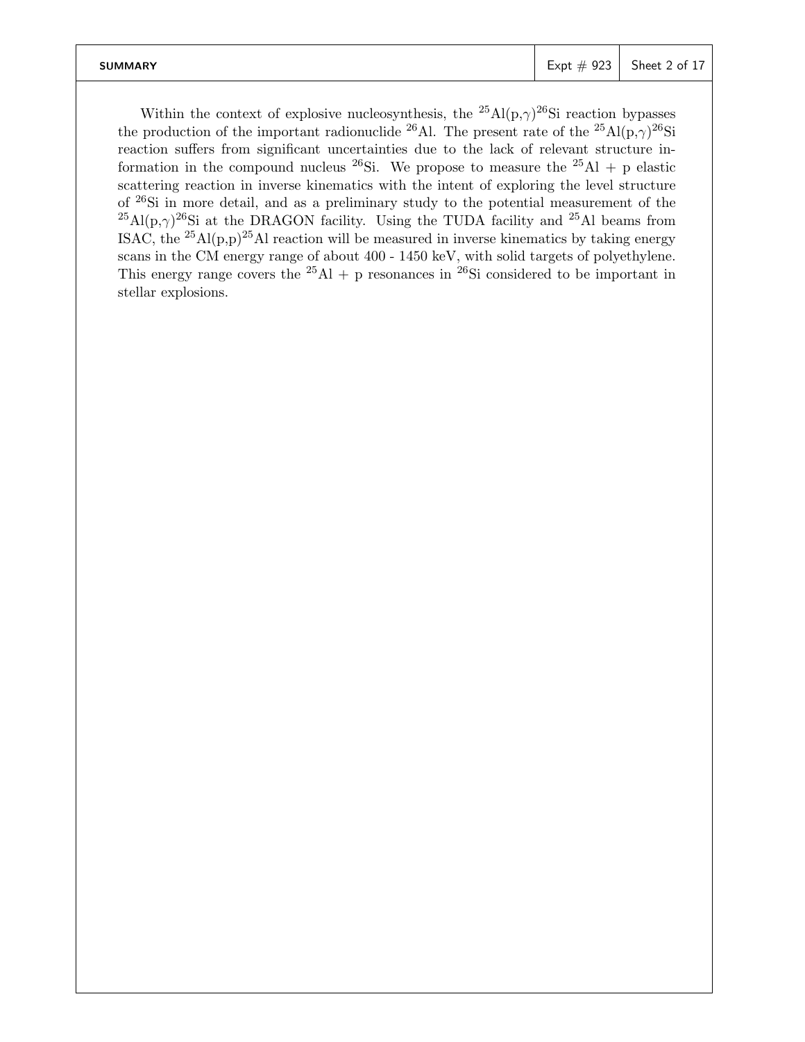# SUMMARY

Within the context of explosive nucleosynthesis, the $^{25}$Al(p,$\gamma$)$^{26}$Si reaction bypasses the production of the important radionuclide $^{26}$Al. The present rate of the $^{25}$Al(p,$\gamma$)$^{26}$Si reaction suffers from significant uncertainties due to the lack of relevant structure information in the compound nucleus $^{26}$Si. We propose to measure the $^{25}$Al + p elastic scattering reaction in inverse kinematics with the intent of exploring the level structure of $^{26}$Si in more detail, and as a preliminary study to the potential measurement of the $^{25}$Al(p,$\gamma$)$^{26}$Si at the DRAGON facility. Using the TUDA facility and $^{25}$Al beams from ISAC, the $^{25}$Al(p,p)$^{25}$Al reaction will be measured in inverse kinematics by taking energy scans in the CM energy range of about 400 - 1450 keV, with solid targets of polyethylene. This energy range covers the $^{25}$Al + p resonances in $^{26}$Si considered to be important in stellar explosions.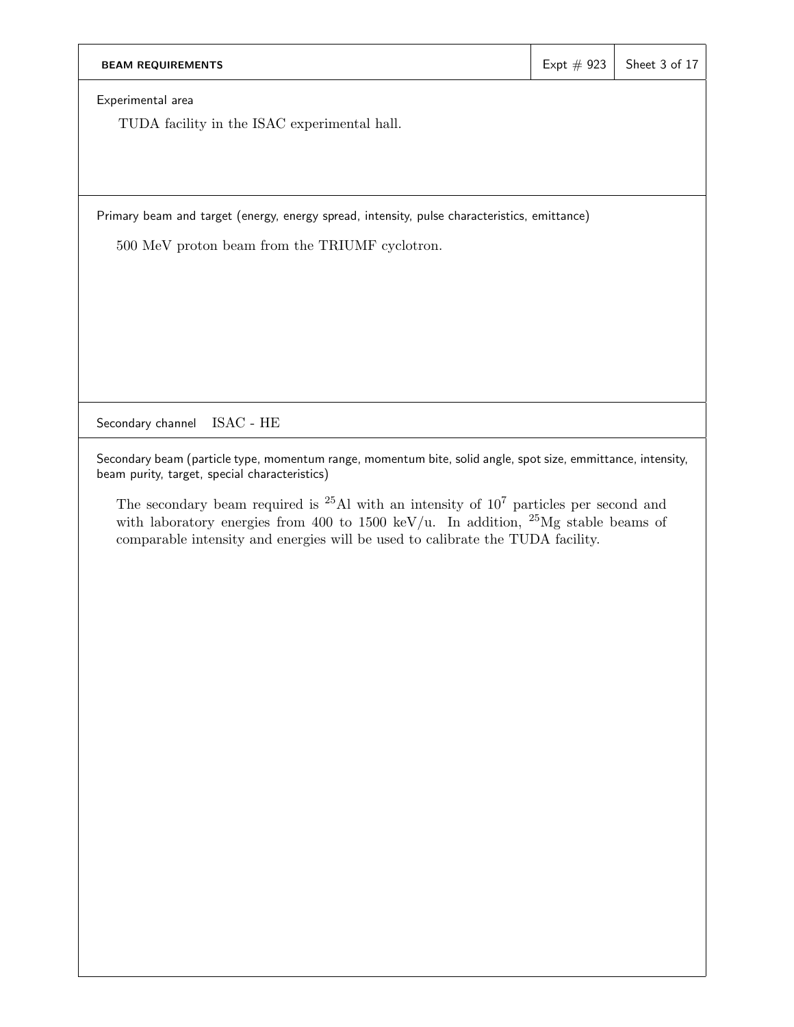## BEAM REQUIREMENTS

Expt # 923

### Experimental area

TUDA facility in the ISAC experimental hall.

### Primary beam and target (energy, energy spread, intensity, pulse characteristics, emittance)

500 MeV proton beam from the TRIUMF cyclotron.

### Secondary channel

ISAC - HE

### Secondary beam (particle type, momentum range, momentum bite, solid angle, spot size, emmittance, intensity, beam purity, target, special characteristics)

The secondary beam required is $^{25}$Al with an intensity of $10^7$ particles per second and with laboratory energies from 400 to 1500 keV/u. In addition, $^{25}$Mg stable beams of comparable intensity and energies will be used to calibrate the TUDA facility.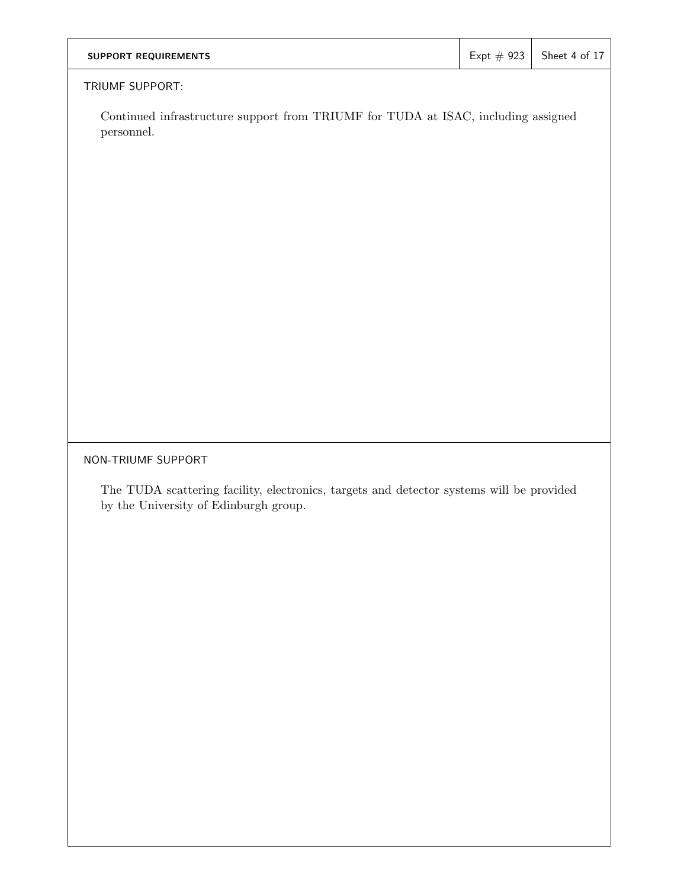## SUPPORT REQUIREMENTS

### TRIUMF SUPPORT:

Continued infrastructure support from TRIUMF for TUDA at ISAC, including assigned personnel.

### NON-TRIUMF SUPPORT

The TUDA scattering facility, electronics, targets and detector systems will be provided by the University of Edinburgh group.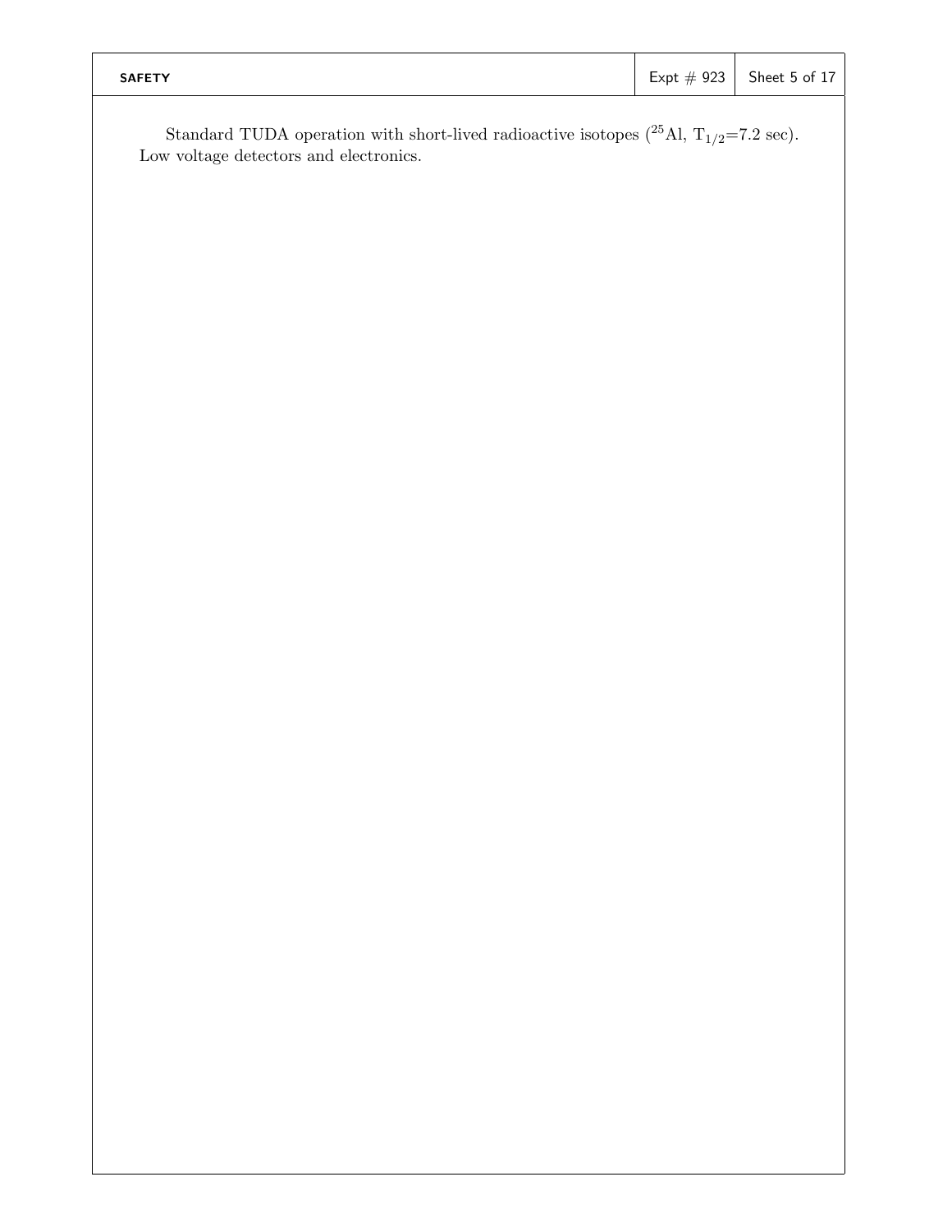# SAFETY

Standard TUDA operation with short-lived radioactive isotopes ($^{25}$Al, $T_{1/2}$=7.2 sec). Low voltage detectors and electronics.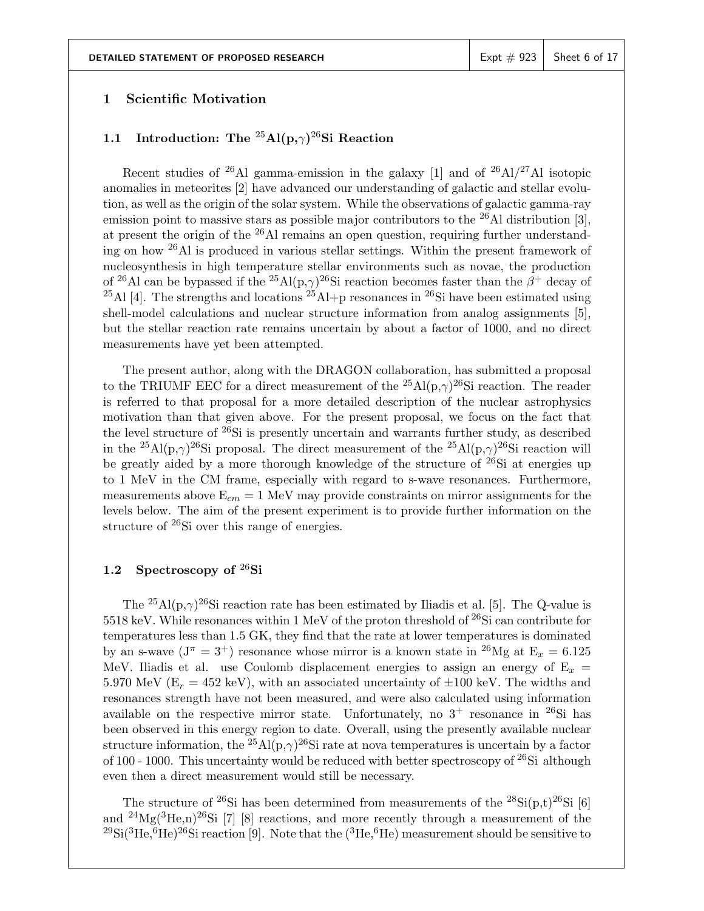## 1 Scientific Motivation

### 1.1 Introduction: The $^{25}$Al(p,$\gamma$)$^{26}$Si Reaction

Recent studies of $^{26}$Al gamma-emission in the galaxy [1] and of $^{26}$Al/$^{27}$Al isotopic anomalies in meteorites [2] have advanced our understanding of galactic and stellar evolution, as well as the origin of the solar system. While the observations of galactic gamma-ray emission point to massive stars as possible major contributors to the $^{26}$Al distribution [3], at present the origin of the $^{26}$Al remains an open question, requiring further understanding on how $^{26}$Al is produced in various stellar settings. Within the present framework of nucleosynthesis in high temperature stellar environments such as novae, the production of $^{26}$Al can be bypassed if the $^{25}$Al(p,$\gamma$)$^{26}$Si reaction becomes faster than the $\beta^+$ decay of $^{25}$Al [4]. The strengths and locations $^{25}$Al+p resonances in $^{26}$Si have been estimated using shell-model calculations and nuclear structure information from analog assignments [5], but the stellar reaction rate remains uncertain by about a factor of 1000, and no direct measurements have yet been attempted.

The present author, along with the DRAGON collaboration, has submitted a proposal to the TRIUMF EEC for a direct measurement of the $^{25}$Al(p,$\gamma$)$^{26}$Si reaction. The reader is referred to that proposal for a more detailed description of the nuclear astrophysics motivation than that given above. For the present proposal, we focus on the fact that the level structure of $^{26}$Si is presently uncertain and warrants further study, as described in the $^{25}$Al(p,$\gamma$)$^{26}$Si proposal. The direct measurement of the $^{25}$Al(p,$\gamma$)$^{26}$Si reaction will be greatly aided by a more thorough knowledge of the structure of $^{26}$Si at energies up to 1 MeV in the CM frame, especially with regard to s-wave resonances. Furthermore, measurements above $E_{cm}$ = 1 MeV may provide constraints on mirror assignments for the levels below. The aim of the present experiment is to provide further information on the structure of $^{26}$Si over this range of energies.

### 1.2 Spectroscopy of $^{26}$Si

The $^{25}$Al(p,$\gamma$)$^{26}$Si reaction rate has been estimated by Iliadis et al. [5]. The Q-value is 5518 keV. While resonances within 1 MeV of the proton threshold of $^{26}$Si can contribute for temperatures less than 1.5 GK, they find that the rate at lower temperatures is dominated by an s-wave ($J^\pi = 3^+$) resonance whose mirror is a known state in $^{26}$Mg at $E_x$ = 6.125 MeV. Iliadis et al. use Coulomb displacement energies to assign an energy of $E_x$ = 5.970 MeV ($E_r$ = 452 keV), with an associated uncertainty of $\pm$100 keV. The widths and resonances strength have not been measured, and were also calculated using information available on the respective mirror state. Unfortunately, no $3^+$ resonance in $^{26}$Si has been observed in this energy region to date. Overall, using the presently available nuclear structure information, the $^{25}$Al(p,$\gamma$)$^{26}$Si rate at nova temperatures is uncertain by a factor of 100 - 1000. This uncertainty would be reduced with better spectroscopy of $^{26}$Si although even then a direct measurement would still be necessary.

The structure of $^{26}$Si has been determined from measurements of the $^{28}$Si(p,t)$^{26}$Si [6] and $^{24}$Mg($^3$He,n)$^{26}$Si [7] [8] reactions, and more recently through a measurement of the $^{29}$Si($^3$He,$^6$He)$^{26}$Si reaction [9]. Note that the ($^3$He,$^6$He) measurement should be sensitive to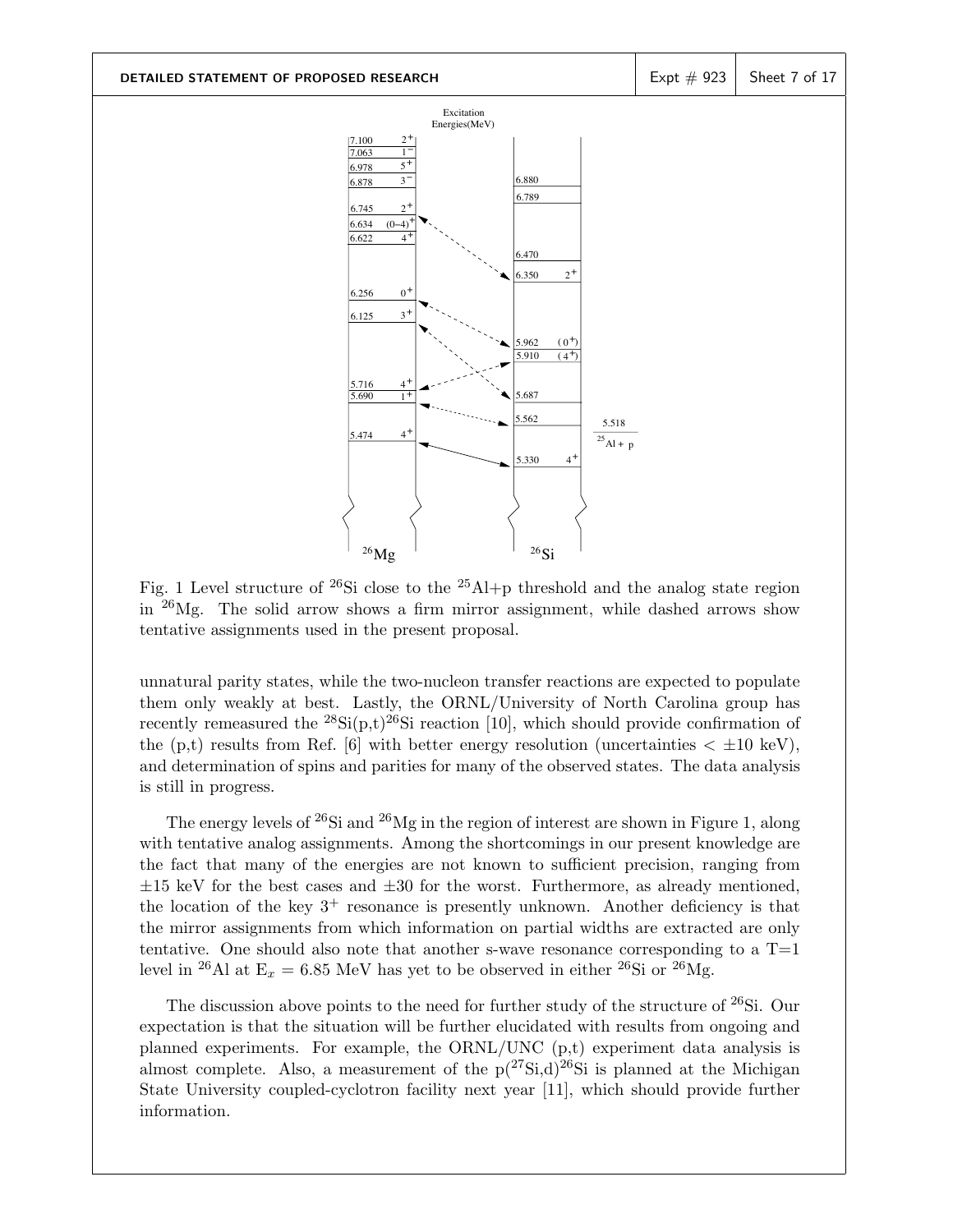Fig. 1 Level structure of $^{26}$Si close to the $^{25}$Al+p threshold and the analog state region in $^{26}$Mg. The solid arrow shows a firm mirror assignment, while dashed arrows show tentative assignments used in the present proposal.

unnatural parity states, while the two-nucleon transfer reactions are expected to populate them only weakly at best. Lastly, the ORNL/University of North Carolina group has recently remeasured the $^{28}$Si(p,t)$^{26}$Si reaction [10], which should provide confirmation of the (p,t) results from Ref. [6] with better energy resolution (uncertainties $< \pm 10$ keV), and determination of spins and parities for many of the observed states. The data analysis is still in progress.

The energy levels of $^{26}$Si and $^{26}$Mg in the region of interest are shown in Figure 1, along with tentative analog assignments. Among the shortcomings in our present knowledge are the fact that many of the energies are not known to sufficient precision, ranging from $\pm 15$ keV for the best cases and $\pm 30$ for the worst. Furthermore, as already mentioned, the location of the key $3^+$ resonance is presently unknown. Another deficiency is that the mirror assignments from which information on partial widths are extracted are only tentative. One should also note that another s-wave resonance corresponding to a T=1 level in $^{26}$Al at $E_x$ = 6.85 MeV has yet to be observed in either $^{26}$Si or $^{26}$Mg.

The discussion above points to the need for further study of the structure of $^{26}$Si. Our expectation is that the situation will be further elucidated with results from ongoing and planned experiments. For example, the ORNL/UNC (p,t) experiment data analysis is almost complete. Also, a measurement of the p($^{27}$Si,d)$^{26}$Si is planned at the Michigan State University coupled-cyclotron facility next year [11], which should provide further information.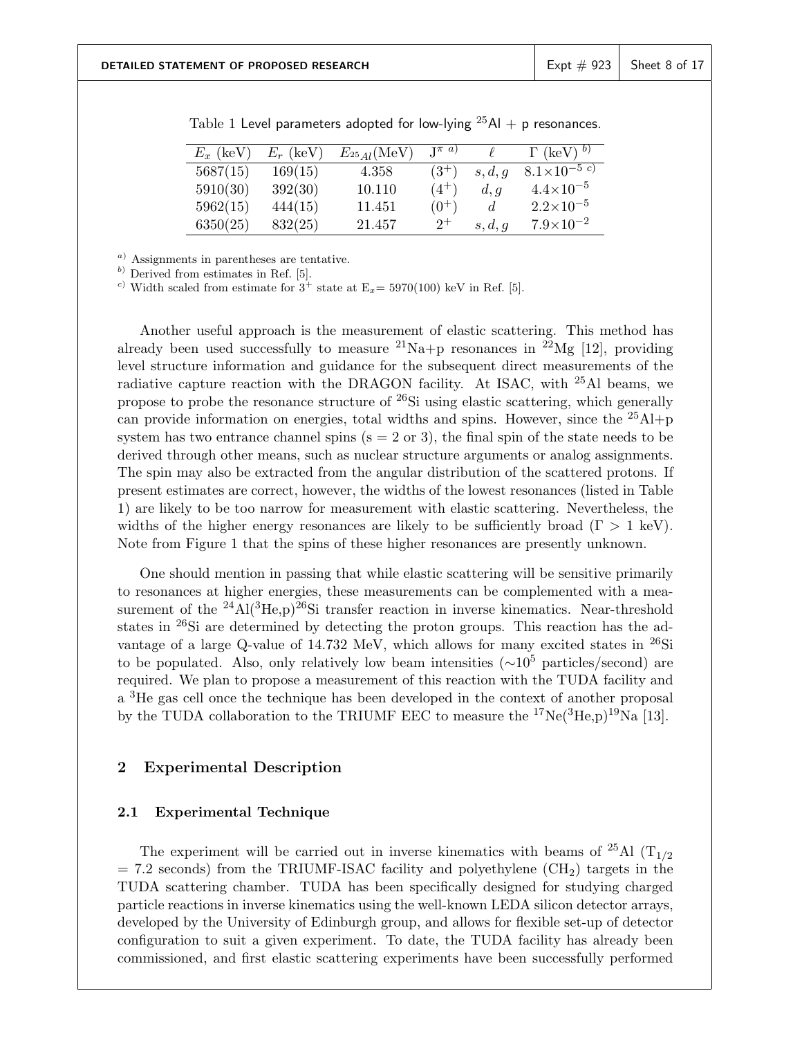Table 1 Level parameters adopted for low-lying $^{25}$Al + p resonances.

| $E_x$ (keV) | $E_r$ (keV) | $E_{^{25}Al}$(MeV) | $J^{\pi\ a)}$ | $\ell$ | $\Gamma$ (keV) $^{b)}$ |
|---|---|---|---|---|---|
| 5687(15) | 169(15) | 4.358 | $(3^+)$ | $s, d, g$ | $8.1\times10^{-5\ c)}$ |
| 5910(30) | 392(30) | 10.110 | $(4^+)$ | $d, g$ | $4.4\times10^{-5}$ |
| 5962(15) | 444(15) | 11.451 | $(0^+)$ | $d$ | $2.2\times10^{-5}$ |
| 6350(25) | 832(25) | 21.457 | $2^+$ | $s, d, g$ | $7.9\times10^{-2}$ |

$^{a)}$ Assignments in parentheses are tentative.
$^{b)}$ Derived from estimates in Ref. [5].
$^{c)}$ Width scaled from estimate for $3^+$ state at $E_x$= 5970(100) keV in Ref. [5].

Another useful approach is the measurement of elastic scattering. This method has already been used successfully to measure $^{21}$Na+p resonances in $^{22}$Mg [12], providing level structure information and guidance for the subsequent direct measurements of the radiative capture reaction with the DRAGON facility. At ISAC, with $^{25}$Al beams, we propose to probe the resonance structure of $^{26}$Si using elastic scattering, which generally can provide information on energies, total widths and spins. However, since the $^{25}$Al+p system has two entrance channel spins (s = 2 or 3), the final spin of the state needs to be derived through other means, such as nuclear structure arguments or analog assignments. The spin may also be extracted from the angular distribution of the scattered protons. If present estimates are correct, however, the widths of the lowest resonances (listed in Table 1) are likely to be too narrow for measurement with elastic scattering. Nevertheless, the widths of the higher energy resonances are likely to be sufficiently broad ($\Gamma$ > 1 keV). Note from Figure 1 that the spins of these higher resonances are presently unknown.

One should mention in passing that while elastic scattering will be sensitive primarily to resonances at higher energies, these measurements can be complemented with a measurement of the $^{24}$Al($^3$He,p)$^{26}$Si transfer reaction in inverse kinematics. Near-threshold states in $^{26}$Si are determined by detecting the proton groups. This reaction has the advantage of a large Q-value of 14.732 MeV, which allows for many excited states in $^{26}$Si to be populated. Also, only relatively low beam intensities ($\sim10^5$ particles/second) are required. We plan to propose a measurement of this reaction with the TUDA facility and a $^3$He gas cell once the technique has been developed in the context of another proposal by the TUDA collaboration to the TRIUMF EEC to measure the $^{17}$Ne($^3$He,p)$^{19}$Na [13].

## 2 Experimental Description

### 2.1 Experimental Technique

The experiment will be carried out in inverse kinematics with beams of $^{25}$Al ($T_{1/2}$ = 7.2 seconds) from the TRIUMF-ISAC facility and polyethylene ($CH_2$) targets in the TUDA scattering chamber. TUDA has been specifically designed for studying charged particle reactions in inverse kinematics using the well-known LEDA silicon detector arrays, developed by the University of Edinburgh group, and allows for flexible set-up of detector configuration to suit a given experiment. To date, the TUDA facility has already been commissioned, and first elastic scattering experiments have been successfully performed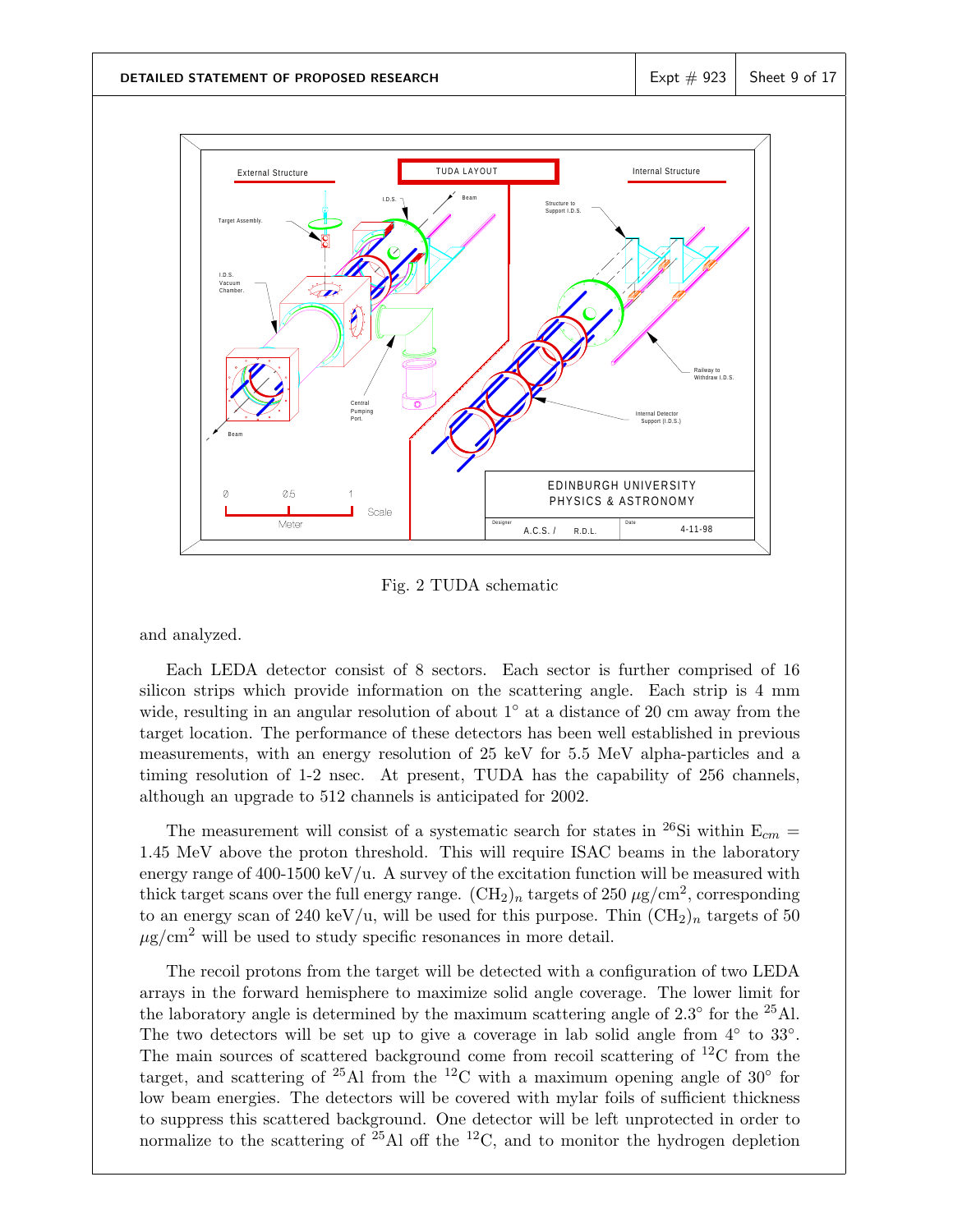Fig. 2 TUDA schematic

and analyzed.

Each LEDA detector consist of 8 sectors. Each sector is further comprised of 16 silicon strips which provide information on the scattering angle. Each strip is 4 mm wide, resulting in an angular resolution of about 1° at a distance of 20 cm away from the target location. The performance of these detectors has been well established in previous measurements, with an energy resolution of 25 keV for 5.5 MeV alpha-particles and a timing resolution of 1-2 nsec. At present, TUDA has the capability of 256 channels, although an upgrade to 512 channels is anticipated for 2002.

The measurement will consist of a systematic search for states in $^{26}$Si within $E_{cm}$ = 1.45 MeV above the proton threshold. This will require ISAC beams in the laboratory energy range of 400-1500 keV/u. A survey of the excitation function will be measured with thick target scans over the full energy range. $(CH_2)_n$ targets of 250 $\mu$g/cm$^2$, corresponding to an energy scan of 240 keV/u, will be used for this purpose. Thin $(CH_2)_n$ targets of 50 $\mu$g/cm$^2$ will be used to study specific resonances in more detail.

The recoil protons from the target will be detected with a configuration of two LEDA arrays in the forward hemisphere to maximize solid angle coverage. The lower limit for the laboratory angle is determined by the maximum scattering angle of 2.3° for the $^{25}$Al. The two detectors will be set up to give a coverage in lab solid angle from 4° to 33°. The main sources of scattered background come from recoil scattering of $^{12}$C from the target, and scattering of $^{25}$Al from the $^{12}$C with a maximum opening angle of 30° for low beam energies. The detectors will be covered with mylar foils of sufficient thickness to suppress this scattered background. One detector will be left unprotected in order to normalize to the scattering of $^{25}$Al off the $^{12}$C, and to monitor the hydrogen depletion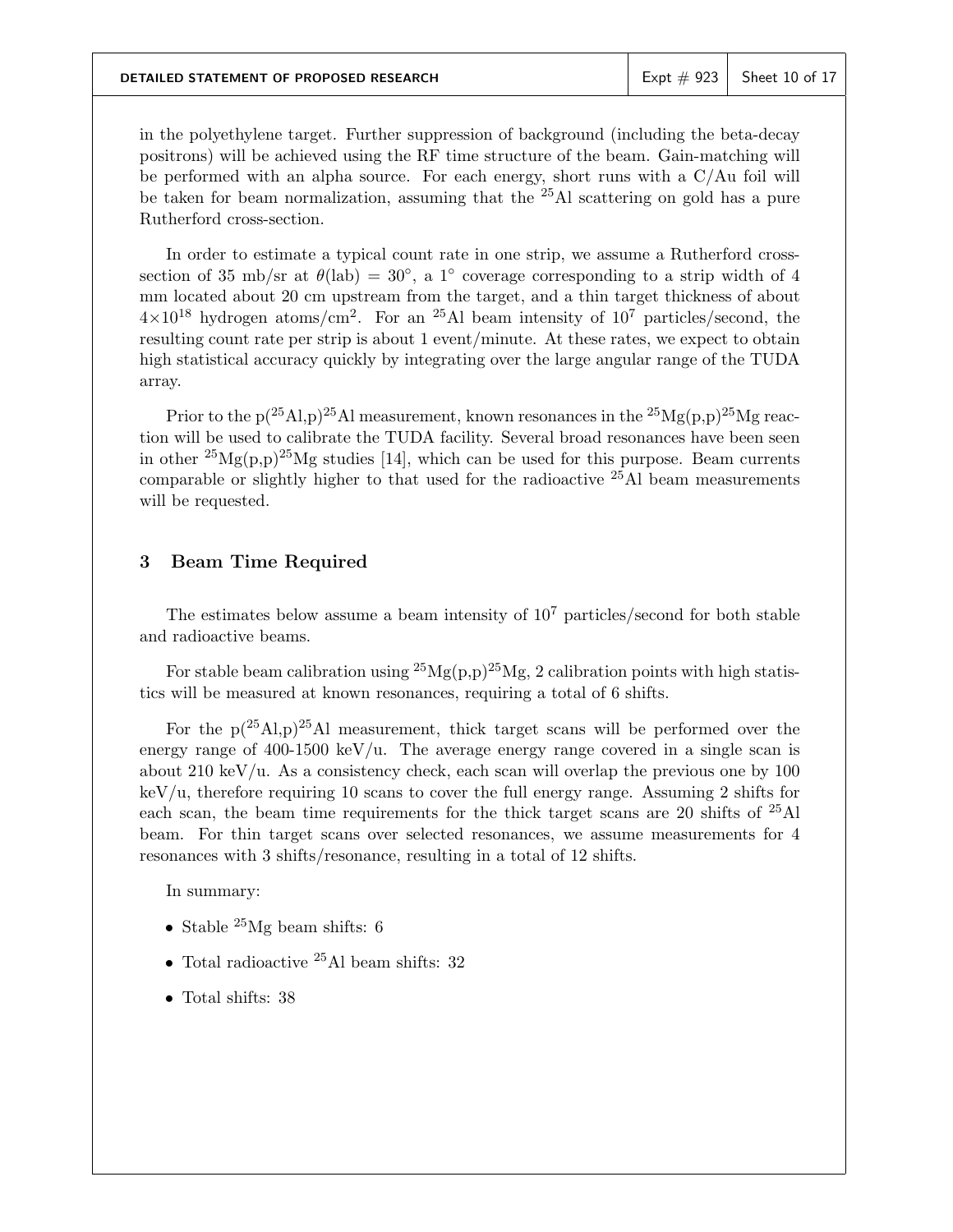in the polyethylene target. Further suppression of background (including the beta-decay positrons) will be achieved using the RF time structure of the beam. Gain-matching will be performed with an alpha source. For each energy, short runs with a C/Au foil will be taken for beam normalization, assuming that the $^{25}$Al scattering on gold has a pure Rutherford cross-section.

In order to estimate a typical count rate in one strip, we assume a Rutherford cross-section of 35 mb/sr at $\theta$(lab) = 30°, a 1° coverage corresponding to a strip width of 4 mm located about 20 cm upstream from the target, and a thin target thickness of about $4\times10^{18}$ hydrogen atoms/cm$^2$. For an $^{25}$Al beam intensity of $10^7$ particles/second, the resulting count rate per strip is about 1 event/minute. At these rates, we expect to obtain high statistical accuracy quickly by integrating over the large angular range of the TUDA array.

Prior to the p($^{25}$Al,p)$^{25}$Al measurement, known resonances in the $^{25}$Mg(p,p)$^{25}$Mg reaction will be used to calibrate the TUDA facility. Several broad resonances have been seen in other $^{25}$Mg(p,p)$^{25}$Mg studies [14], which can be used for this purpose. Beam currents comparable or slightly higher to that used for the radioactive $^{25}$Al beam measurements will be requested.

## 3 Beam Time Required

The estimates below assume a beam intensity of $10^7$ particles/second for both stable and radioactive beams.

For stable beam calibration using $^{25}$Mg(p,p)$^{25}$Mg, 2 calibration points with high statistics will be measured at known resonances, requiring a total of 6 shifts.

For the p($^{25}$Al,p)$^{25}$Al measurement, thick target scans will be performed over the energy range of 400-1500 keV/u. The average energy range covered in a single scan is about 210 keV/u. As a consistency check, each scan will overlap the previous one by 100 keV/u, therefore requiring 10 scans to cover the full energy range. Assuming 2 shifts for each scan, the beam time requirements for the thick target scans are 20 shifts of $^{25}$Al beam. For thin target scans over selected resonances, we assume measurements for 4 resonances with 3 shifts/resonance, resulting in a total of 12 shifts.

In summary:

- Stable $^{25}$Mg beam shifts: 6
- Total radioactive $^{25}$Al beam shifts: 32
- Total shifts: 38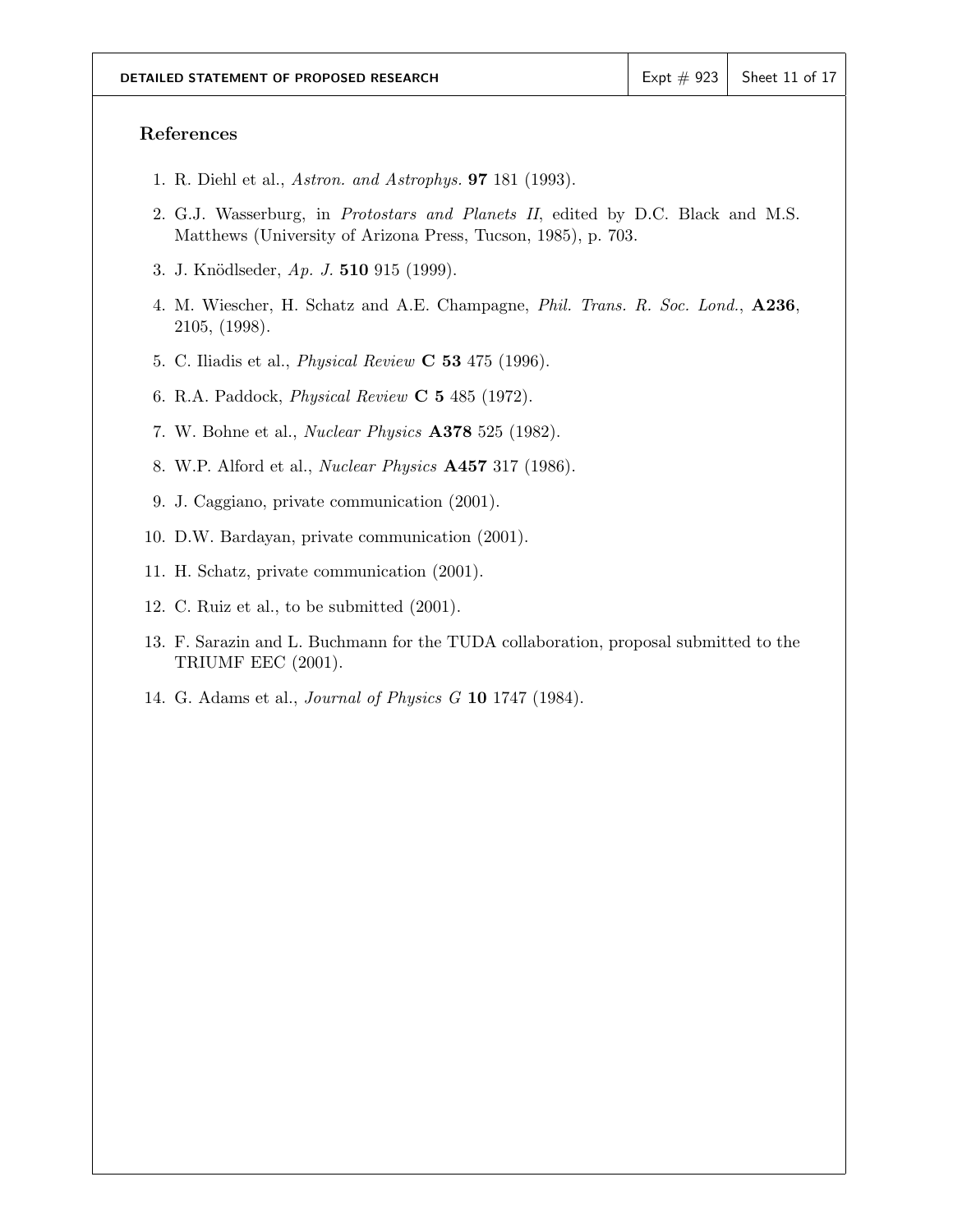## References

1. R. Diehl et al., *Astron. and Astrophys.* **97** 181 (1993).
2. G.J. Wasserburg, in *Protostars and Planets II*, edited by D.C. Black and M.S. Matthews (University of Arizona Press, Tucson, 1985), p. 703.
3. J. Knödlseder, *Ap. J.* **510** 915 (1999).
4. M. Wiescher, H. Schatz and A.E. Champagne, *Phil. Trans. R. Soc. Lond.*, **A236**, 2105, (1998).
5. C. Iliadis et al., *Physical Review* **C 53** 475 (1996).
6. R.A. Paddock, *Physical Review* **C 5** 485 (1972).
7. W. Bohne et al., *Nuclear Physics* **A378** 525 (1982).
8. W.P. Alford et al., *Nuclear Physics* **A457** 317 (1986).
9. J. Caggiano, private communication (2001).
10. D.W. Bardayan, private communication (2001).
11. H. Schatz, private communication (2001).
12. C. Ruiz et al., to be submitted (2001).
13. F. Sarazin and L. Buchmann for the TUDA collaboration, proposal submitted to the TRIUMF EEC (2001).
14. G. Adams et al., *Journal of Physics G* **10** 1747 (1984).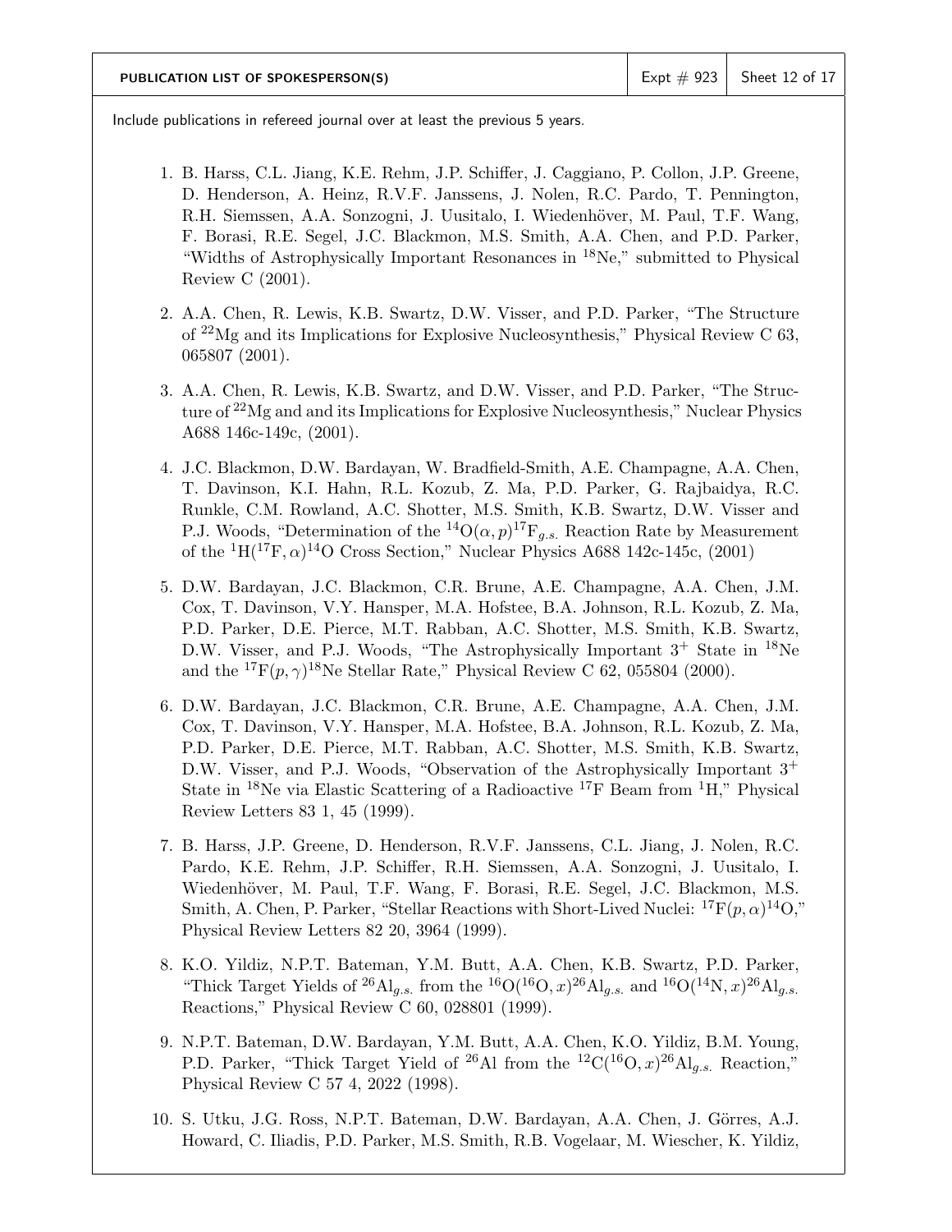**PUBLICATION LIST OF SPOKESPERSON(S)**

Include publications in refereed journal over at least the previous 5 years.

1. B. Harss, C.L. Jiang, K.E. Rehm, J.P. Schiffer, J. Caggiano, P. Collon, J.P. Greene, D. Henderson, A. Heinz, R.V.F. Janssens, J. Nolen, R.C. Pardo, T. Pennington, R.H. Siemssen, A.A. Sonzogni, J. Uusitalo, I. Wiedenhöver, M. Paul, T.F. Wang, F. Borasi, R.E. Segel, J.C. Blackmon, M.S. Smith, A.A. Chen, and P.D. Parker, "Widths of Astrophysically Important Resonances in $^{18}$Ne," submitted to Physical Review C (2001).

2. A.A. Chen, R. Lewis, K.B. Swartz, D.W. Visser, and P.D. Parker, "The Structure of $^{22}$Mg and its Implications for Explosive Nucleosynthesis," Physical Review C 63, 065807 (2001).

3. A.A. Chen, R. Lewis, K.B. Swartz, and D.W. Visser, and P.D. Parker, "The Structure of $^{22}$Mg and and its Implications for Explosive Nucleosynthesis," Nuclear Physics A688 146c-149c, (2001).

4. J.C. Blackmon, D.W. Bardayan, W. Bradfield-Smith, A.E. Champagne, A.A. Chen, T. Davinson, K.I. Hahn, R.L. Kozub, Z. Ma, P.D. Parker, G. Rajbaidya, R.C. Runkle, C.M. Rowland, A.C. Shotter, M.S. Smith, K.B. Swartz, D.W. Visser and P.J. Woods, "Determination of the $^{14}$O$(\alpha,p)^{17}$F$_{g.s.}$ Reaction Rate by Measurement of the $^{1}$H$(^{17}$F$,\alpha)^{14}$O Cross Section," Nuclear Physics A688 142c-145c, (2001)

5. D.W. Bardayan, J.C. Blackmon, C.R. Brune, A.E. Champagne, A.A. Chen, J.M. Cox, T. Davinson, V.Y. Hansper, M.A. Hofstee, B.A. Johnson, R.L. Kozub, Z. Ma, P.D. Parker, D.E. Pierce, M.T. Rabban, A.C. Shotter, M.S. Smith, K.B. Swartz, D.W. Visser, and P.J. Woods, "The Astrophysically Important $3^+$ State in $^{18}$Ne and the $^{17}$F$(p,\gamma)^{18}$Ne Stellar Rate," Physical Review C 62, 055804 (2000).

6. D.W. Bardayan, J.C. Blackmon, C.R. Brune, A.E. Champagne, A.A. Chen, J.M. Cox, T. Davinson, V.Y. Hansper, M.A. Hofstee, B.A. Johnson, R.L. Kozub, Z. Ma, P.D. Parker, D.E. Pierce, M.T. Rabban, A.C. Shotter, M.S. Smith, K.B. Swartz, D.W. Visser, and P.J. Woods, "Observation of the Astrophysically Important $3^+$ State in $^{18}$Ne via Elastic Scattering of a Radioactive $^{17}$F Beam from $^{1}$H," Physical Review Letters 83 1, 45 (1999).

7. B. Harss, J.P. Greene, D. Henderson, R.V.F. Janssens, C.L. Jiang, J. Nolen, R.C. Pardo, K.E. Rehm, J.P. Schiffer, R.H. Siemssen, A.A. Sonzogni, J. Uusitalo, I. Wiedenhöver, M. Paul, T.F. Wang, F. Borasi, R.E. Segel, J.C. Blackmon, M.S. Smith, A. Chen, P. Parker, "Stellar Reactions with Short-Lived Nuclei: $^{17}$F$(p,\alpha)^{14}$O," Physical Review Letters 82 20, 3964 (1999).

8. K.O. Yildiz, N.P.T. Bateman, Y.M. Butt, A.A. Chen, K.B. Swartz, P.D. Parker, "Thick Target Yields of $^{26}$Al$_{g.s.}$ from the $^{16}$O$(^{16}$O$,x)^{26}$Al$_{g.s.}$ and $^{16}$O$(^{14}$N$,x)^{26}$Al$_{g.s.}$ Reactions," Physical Review C 60, 028801 (1999).

9. N.P.T. Bateman, D.W. Bardayan, Y.M. Butt, A.A. Chen, K.O. Yildiz, B.M. Young, P.D. Parker, "Thick Target Yield of $^{26}$Al from the $^{12}$C$(^{16}$O$,x)^{26}$Al$_{g.s.}$ Reaction," Physical Review C 57 4, 2022 (1998).

10. S. Utku, J.G. Ross, N.P.T. Bateman, D.W. Bardayan, A.A. Chen, J. Görres, A.J. Howard, C. Iliadis, P.D. Parker, M.S. Smith, R.B. Vogelaar, M. Wiescher, K. Yildiz,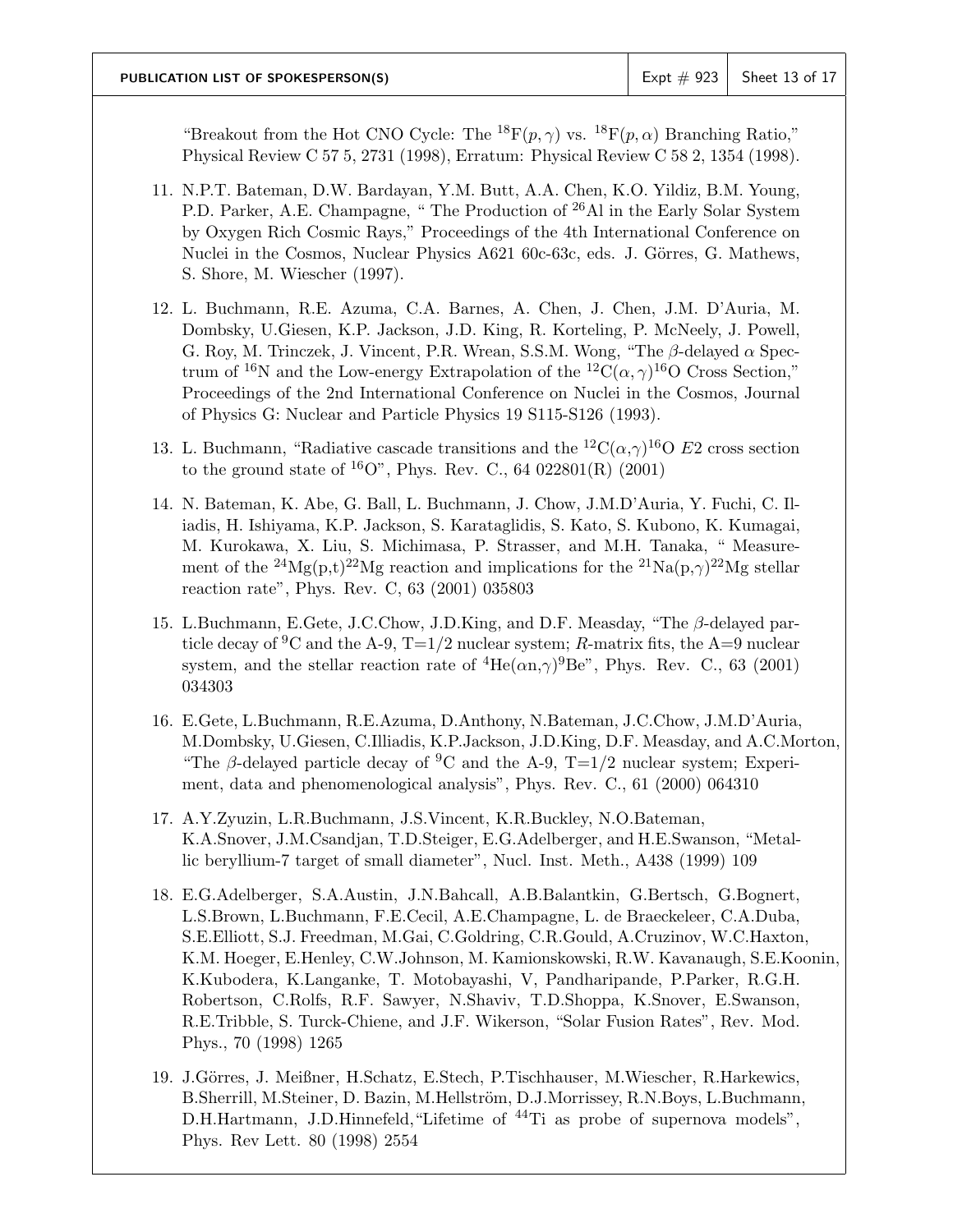"Breakout from the Hot CNO Cycle: The $^{18}$F$(p,\gamma)$ vs. $^{18}$F$(p,\alpha)$ Branching Ratio," Physical Review C 57 5, 2731 (1998), Erratum: Physical Review C 58 2, 1354 (1998).

11. N.P.T. Bateman, D.W. Bardayan, Y.M. Butt, A.A. Chen, K.O. Yildiz, B.M. Young, P.D. Parker, A.E. Champagne, " The Production of $^{26}$Al in the Early Solar System by Oxygen Rich Cosmic Rays," Proceedings of the 4th International Conference on Nuclei in the Cosmos, Nuclear Physics A621 60c-63c, eds. J. Görres, G. Mathews, S. Shore, M. Wiescher (1997).

12. L. Buchmann, R.E. Azuma, C.A. Barnes, A. Chen, J. Chen, J.M. D'Auria, M. Dombsky, U.Giesen, K.P. Jackson, J.D. King, R. Korteling, P. McNeely, J. Powell, G. Roy, M. Trinczek, J. Vincent, P.R. Wrean, S.S.M. Wong, "The $\beta$-delayed $\alpha$ Spectrum of $^{16}$N and the Low-energy Extrapolation of the $^{12}$C$(\alpha,\gamma)^{16}$O Cross Section," Proceedings of the 2nd International Conference on Nuclei in the Cosmos, Journal of Physics G: Nuclear and Particle Physics 19 S115-S126 (1993).

13. L. Buchmann, "Radiative cascade transitions and the $^{12}$C$(\alpha,\gamma)^{16}$O $E2$ cross section to the ground state of $^{16}$O", Phys. Rev. C., 64 022801(R) (2001)

14. N. Bateman, K. Abe, G. Ball, L. Buchmann, J. Chow, J.M.D'Auria, Y. Fuchi, C. Iliadis, H. Ishiyama, K.P. Jackson, S. Karataglidis, S. Kato, S. Kubono, K. Kumagai, M. Kurokawa, X. Liu, S. Michimasa, P. Strasser, and M.H. Tanaka, " Measurement of the $^{24}$Mg(p,t)$^{22}$Mg reaction and implications for the $^{21}$Na(p,$\gamma$)$^{22}$Mg stellar reaction rate", Phys. Rev. C, 63 (2001) 035803

15. L.Buchmann, E.Gete, J.C.Chow, J.D.King, and D.F. Measday, "The $\beta$-delayed particle decay of $^{9}$C and the A-9, T=1/2 nuclear system; $R$-matrix fits, the A=9 nuclear system, and the stellar reaction rate of $^{4}$He($\alpha$n,$\gamma$)$^{9}$Be", Phys. Rev. C., 63 (2001) 034303

16. E.Gete, L.Buchmann, R.E.Azuma, D.Anthony, N.Bateman, J.C.Chow, J.M.D'Auria, M.Dombsky, U.Giesen, C.Illiadis, K.P.Jackson, J.D.King, D.F. Measday, and A.C.Morton, "The $\beta$-delayed particle decay of $^{9}$C and the A-9, T=1/2 nuclear system; Experiment, data and phenomenological analysis", Phys. Rev. C., 61 (2000) 064310

17. A.Y.Zyuzin, L.R.Buchmann, J.S.Vincent, K.R.Buckley, N.O.Bateman, K.A.Snover, J.M.Csandjan, T.D.Steiger, E.G.Adelberger, and H.E.Swanson, "Metallic beryllium-7 target of small diameter", Nucl. Inst. Meth., A438 (1999) 109

18. E.G.Adelberger, S.A.Austin, J.N.Bahcall, A.B.Balantkin, G.Bertsch, G.Bognert, L.S.Brown, L.Buchmann, F.E.Cecil, A.E.Champagne, L. de Braeckeleer, C.A.Duba, S.E.Elliott, S.J. Freedman, M.Gai, C.Goldring, C.R.Gould, A.Cruzinov, W.C.Haxton, K.M. Hoeger, E.Henley, C.W.Johnson, M. Kamionskowski, R.W. Kavanaugh, S.E.Koonin, K.Kubodera, K.Langanke, T. Motobayashi, V, Pandharipande, P.Parker, R.G.H. Robertson, C.Rolfs, R.F. Sawyer, N.Shaviv, T.D.Shoppa, K.Snover, E.Swanson, R.E.Tribble, S. Turck-Chiene, and J.F. Wikerson, "Solar Fusion Rates", Rev. Mod. Phys., 70 (1998) 1265

19. J.Görres, J. Meißner, H.Schatz, E.Stech, P.Tischhauser, M.Wiescher, R.Harkewics, B.Sherrill, M.Steiner, D. Bazin, M.Hellström, D.J.Morrissey, R.N.Boys, L.Buchmann, D.H.Hartmann, J.D.Hinnefeld,"Lifetime of $^{44}$Ti as probe of supernova models", Phys. Rev Lett. 80 (1998) 2554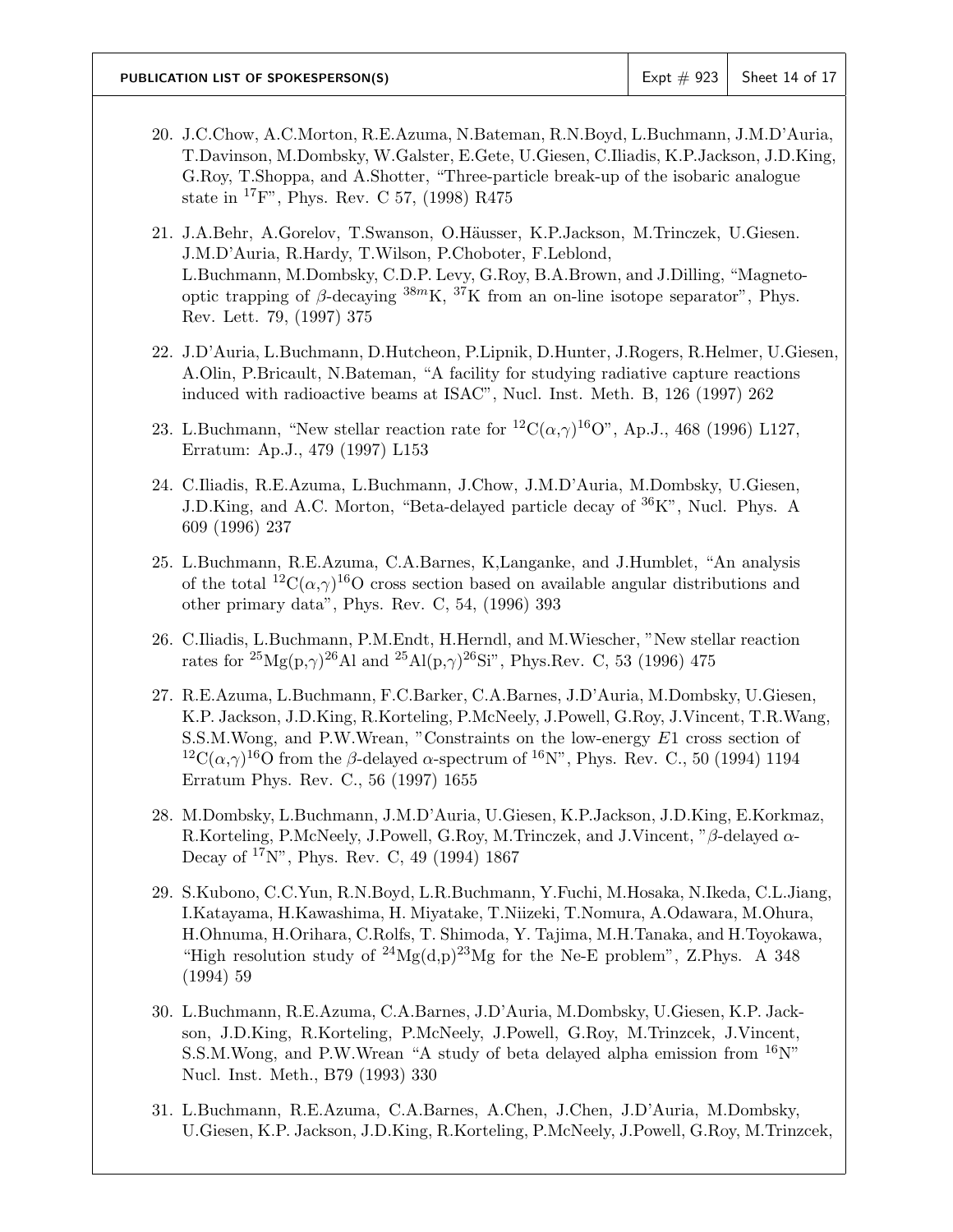20. J.C.Chow, A.C.Morton, R.E.Azuma, N.Bateman, R.N.Boyd, L.Buchmann, J.M.D'Auria, T.Davinson, M.Dombsky, W.Galster, E.Gete, U.Giesen, C.Iliadis, K.P.Jackson, J.D.King, G.Roy, T.Shoppa, and A.Shotter, "Three-particle break-up of the isobaric analogue state in $^{17}$F", Phys. Rev. C 57, (1998) R475

21. J.A.Behr, A.Gorelov, T.Swanson, O.Häusser, K.P.Jackson, M.Trinczek, U.Giesen. J.M.D'Auria, R.Hardy, T.Wilson, P.Choboter, F.Leblond, L.Buchmann, M.Dombsky, C.D.P. Levy, G.Roy, B.A.Brown, and J.Dilling, "Magneto-optic trapping of $\beta$-decaying $^{38m}$K, $^{37}$K from an on-line isotope separator", Phys. Rev. Lett. 79, (1997) 375

22. J.D'Auria, L.Buchmann, D.Hutcheon, P.Lipnik, D.Hunter, J.Rogers, R.Helmer, U.Giesen, A.Olin, P.Bricault, N.Bateman, "A facility for studying radiative capture reactions induced with radioactive beams at ISAC", Nucl. Inst. Meth. B, 126 (1997) 262

23. L.Buchmann, "New stellar reaction rate for $^{12}$C($\alpha$,$\gamma$)$^{16}$O", Ap.J., 468 (1996) L127, Erratum: Ap.J., 479 (1997) L153

24. C.Iliadis, R.E.Azuma, L.Buchmann, J.Chow, J.M.D'Auria, M.Dombsky, U.Giesen, J.D.King, and A.C. Morton, "Beta-delayed particle decay of $^{36}$K", Nucl. Phys. A 609 (1996) 237

25. L.Buchmann, R.E.Azuma, C.A.Barnes, K,Langanke, and J.Humblet, "An analysis of the total $^{12}$C($\alpha$,$\gamma$)$^{16}$O cross section based on available angular distributions and other primary data", Phys. Rev. C, 54, (1996) 393

26. C.Iliadis, L.Buchmann, P.M.Endt, H.Herndl, and M.Wiescher, "New stellar reaction rates for $^{25}$Mg(p,$\gamma$)$^{26}$Al and $^{25}$Al(p,$\gamma$)$^{26}$Si", Phys.Rev. C, 53 (1996) 475

27. R.E.Azuma, L.Buchmann, F.C.Barker, C.A.Barnes, J.D'Auria, M.Dombsky, U.Giesen, K.P. Jackson, J.D.King, R.Korteling, P.McNeely, J.Powell, G.Roy, J.Vincent, T.R.Wang, S.S.M.Wong, and P.W.Wrean, "Constraints on the low-energy $E1$ cross section of $^{12}$C($\alpha$,$\gamma$)$^{16}$O from the $\beta$-delayed $\alpha$-spectrum of $^{16}$N", Phys. Rev. C., 50 (1994) 1194 Erratum Phys. Rev. C., 56 (1997) 1655

28. M.Dombsky, L.Buchmann, J.M.D'Auria, U.Giesen, K.P.Jackson, J.D.King, E.Korkmaz, R.Korteling, P.McNeely, J.Powell, G.Roy, M.Trinczek, and J.Vincent, "$\beta$-delayed $\alpha$-Decay of $^{17}$N", Phys. Rev. C, 49 (1994) 1867

29. S.Kubono, C.C.Yun, R.N.Boyd, L.R.Buchmann, Y.Fuchi, M.Hosaka, N.Ikeda, C.L.Jiang, I.Katayama, H.Kawashima, H. Miyatake, T.Niizeki, T.Nomura, A.Odawara, M.Ohura, H.Ohnuma, H.Orihara, C.Rolfs, T. Shimoda, Y. Tajima, M.H.Tanaka, and H.Toyokawa, "High resolution study of $^{24}$Mg(d,p)$^{23}$Mg for the Ne-E problem", Z.Phys. A 348 (1994) 59

30. L.Buchmann, R.E.Azuma, C.A.Barnes, J.D'Auria, M.Dombsky, U.Giesen, K.P. Jackson, J.D.King, R.Korteling, P.McNeely, J.Powell, G.Roy, M.Trinzcek, J.Vincent, S.S.M.Wong, and P.W.Wrean "A study of beta delayed alpha emission from $^{16}$N" Nucl. Inst. Meth., B79 (1993) 330

31. L.Buchmann, R.E.Azuma, C.A.Barnes, A.Chen, J.Chen, J.D'Auria, M.Dombsky, U.Giesen, K.P. Jackson, J.D.King, R.Korteling, P.McNeely, J.Powell, G.Roy, M.Trinzcek,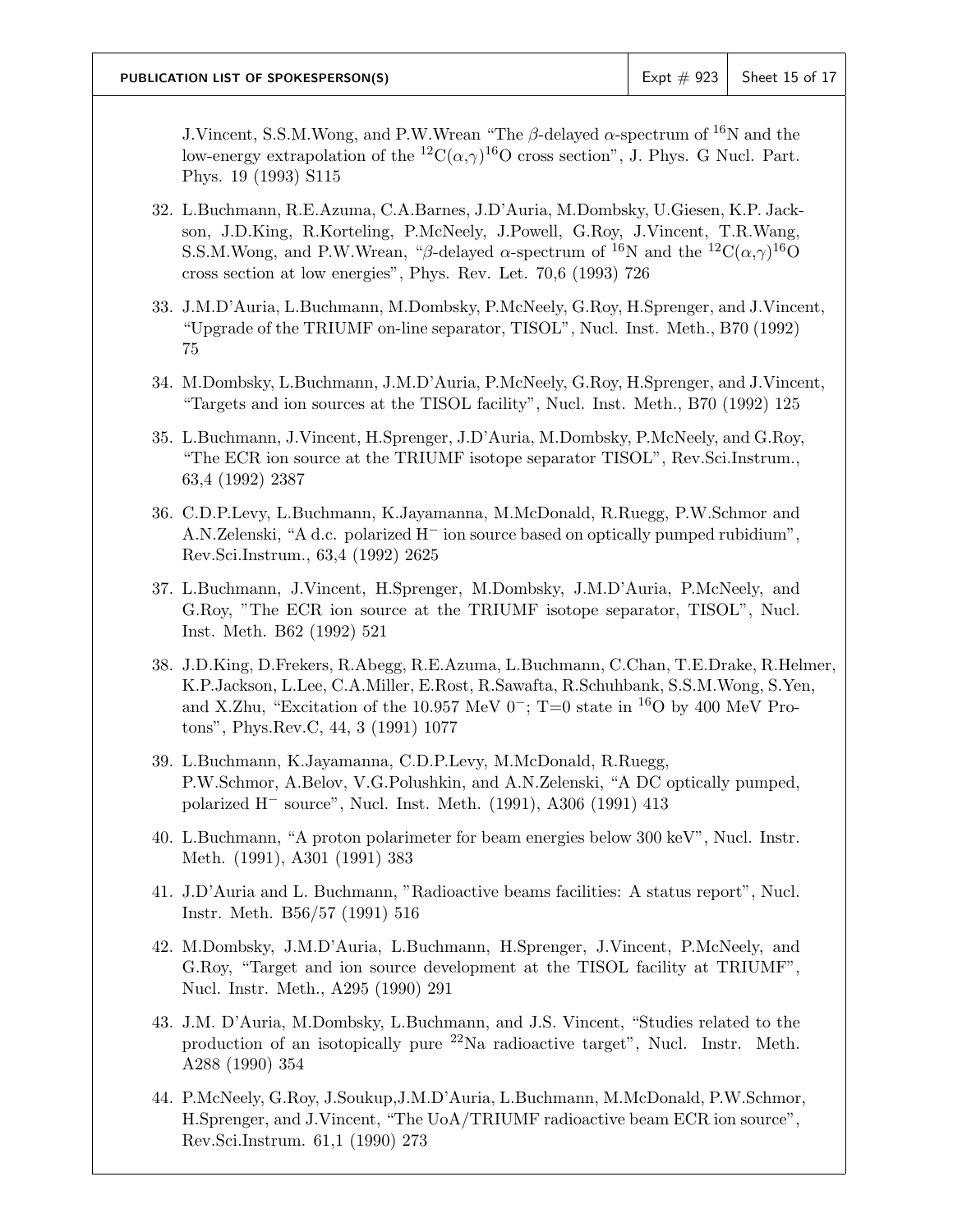J.Vincent, S.S.M.Wong, and P.W.Wrean "The $\beta$-delayed $\alpha$-spectrum of $^{16}$N and the low-energy extrapolation of the $^{12}$C($\alpha$,$\gamma$)$^{16}$O cross section", J. Phys. G Nucl. Part. Phys. 19 (1993) S115

32. L.Buchmann, R.E.Azuma, C.A.Barnes, J.D'Auria, M.Dombsky, U.Giesen, K.P. Jackson, J.D.King, R.Korteling, P.McNeely, J.Powell, G.Roy, J.Vincent, T.R.Wang, S.S.M.Wong, and P.W.Wrean, "$\beta$-delayed $\alpha$-spectrum of $^{16}$N and the $^{12}$C($\alpha$,$\gamma$)$^{16}$O cross section at low energies", Phys. Rev. Let. 70,6 (1993) 726

33. J.M.D'Auria, L.Buchmann, M.Dombsky, P.McNeely, G.Roy, H.Sprenger, and J.Vincent, "Upgrade of the TRIUMF on-line separator, TISOL", Nucl. Inst. Meth., B70 (1992) 75

34. M.Dombsky, L.Buchmann, J.M.D'Auria, P.McNeely, G.Roy, H.Sprenger, and J.Vincent, "Targets and ion sources at the TISOL facility", Nucl. Inst. Meth., B70 (1992) 125

35. L.Buchmann, J.Vincent, H.Sprenger, J.D'Auria, M.Dombsky, P.McNeely, and G.Roy, "The ECR ion source at the TRIUMF isotope separator TISOL", Rev.Sci.Instrum., 63,4 (1992) 2387

36. C.D.P.Levy, L.Buchmann, K.Jayamanna, M.McDonald, R.Ruegg, P.W.Schmor and A.N.Zelenski, "A d.c. polarized H$^-$ ion source based on optically pumped rubidium", Rev.Sci.Instrum., 63,4 (1992) 2625

37. L.Buchmann, J.Vincent, H.Sprenger, M.Dombsky, J.M.D'Auria, P.McNeely, and G.Roy, "The ECR ion source at the TRIUMF isotope separator, TISOL", Nucl. Inst. Meth. B62 (1992) 521

38. J.D.King, D.Frekers, R.Abegg, R.E.Azuma, L.Buchmann, C.Chan, T.E.Drake, R.Helmer, K.P.Jackson, L.Lee, C.A.Miller, E.Rost, R.Sawafta, R.Schuhbank, S.S.M.Wong, S.Yen, and X.Zhu, "Excitation of the 10.957 MeV 0$^-$; T=0 state in $^{16}$O by 400 MeV Protons", Phys.Rev.C, 44, 3 (1991) 1077

39. L.Buchmann, K.Jayamanna, C.D.P.Levy, M.McDonald, R.Ruegg, P.W.Schmor, A.Belov, V.G.Polushkin, and A.N.Zelenski, "A DC optically pumped, polarized H$^-$ source", Nucl. Inst. Meth. (1991), A306 (1991) 413

40. L.Buchmann, "A proton polarimeter for beam energies below 300 keV", Nucl. Instr. Meth. (1991), A301 (1991) 383

41. J.D'Auria and L. Buchmann, "Radioactive beams facilities: A status report", Nucl. Instr. Meth. B56/57 (1991) 516

42. M.Dombsky, J.M.D'Auria, L.Buchmann, H.Sprenger, J.Vincent, P.McNeely, and G.Roy, "Target and ion source development at the TISOL facility at TRIUMF", Nucl. Instr. Meth., A295 (1990) 291

43. J.M. D'Auria, M.Dombsky, L.Buchmann, and J.S. Vincent, "Studies related to the production of an isotopically pure $^{22}$Na radioactive target", Nucl. Instr. Meth. A288 (1990) 354

44. P.McNeely, G.Roy, J.Soukup,J.M.D'Auria, L.Buchmann, M.McDonald, P.W.Schmor, H.Sprenger, and J.Vincent, "The UoA/TRIUMF radioactive beam ECR ion source", Rev.Sci.Instrum. 61,1 (1990) 273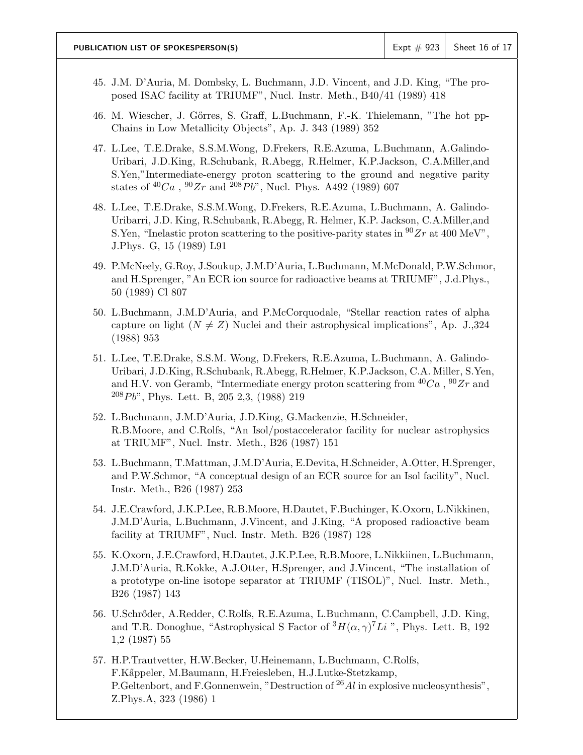45. J.M. D'Auria, M. Dombsky, L. Buchmann, J.D. Vincent, and J.D. King, "The proposed ISAC facility at TRIUMF", Nucl. Instr. Meth., B40/41 (1989) 418

46. M. Wiescher, J. Gőrres, S. Graff, L.Buchmann, F.-K. Thielemann, "The hot pp-Chains in Low Metallicity Objects", Ap. J. 343 (1989) 352

47. L.Lee, T.E.Drake, S.S.M.Wong, D.Frekers, R.E.Azuma, L.Buchmann, A.Galindo-Uribari, J.D.King, R.Schubank, R.Abegg, R.Helmer, K.P.Jackson, C.A.Miller,and S.Yen,"Intermediate-energy proton scattering to the ground and negative parity states of $^{40}Ca$ , $^{90}Zr$ and $^{208}Pb$", Nucl. Phys. A492 (1989) 607

48. L.Lee, T.E.Drake, S.S.M.Wong, D.Frekers, R.E.Azuma, L.Buchmann, A. Galindo-Uribarri, J.D. King, R.Schubank, R.Abegg, R. Helmer, K.P. Jackson, C.A.Miller,and S.Yen, "Inelastic proton scattering to the positive-parity states in $^{90}Zr$ at 400 MeV", J.Phys. G, 15 (1989) L91

49. P.McNeely, G.Roy, J.Soukup, J.M.D'Auria, L.Buchmann, M.McDonald, P.W.Schmor, and H.Sprenger, "An ECR ion source for radioactive beams at TRIUMF", J.d.Phys., 50 (1989) Cl 807

50. L.Buchmann, J.M.D'Auria, and P.McCorquodale, "Stellar reaction rates of alpha capture on light ($N \neq Z$) Nuclei and their astrophysical implications", Ap. J.,324 (1988) 953

51. L.Lee, T.E.Drake, S.S.M. Wong, D.Frekers, R.E.Azuma, L.Buchmann, A. Galindo-Uribari, J.D.King, R.Schubank, R.Abegg, R.Helmer, K.P.Jackson, C.A. Miller, S.Yen, and H.V. von Geramb, "Intermediate energy proton scattering from $^{40}Ca$ , $^{90}Zr$ and $^{208}Pb$", Phys. Lett. B, 205 2,3, (1988) 219

52. L.Buchmann, J.M.D'Auria, J.D.King, G.Mackenzie, H.Schneider, R.B.Moore, and C.Rolfs, "An Isol/postaccelerator facility for nuclear astrophysics at TRIUMF", Nucl. Instr. Meth., B26 (1987) 151

53. L.Buchmann, T.Mattman, J.M.D'Auria, E.Devita, H.Schneider, A.Otter, H.Sprenger, and P.W.Schmor, "A conceptual design of an ECR source for an Isol facility", Nucl. Instr. Meth., B26 (1987) 253

54. J.E.Crawford, J.K.P.Lee, R.B.Moore, H.Dautet, F.Buchinger, K.Oxorn, L.Nikkinen, J.M.D'Auria, L.Buchmann, J.Vincent, and J.King, "A proposed radioactive beam facility at TRIUMF", Nucl. Instr. Meth. B26 (1987) 128

55. K.Oxorn, J.E.Crawford, H.Dautet, J.K.P.Lee, R.B.Moore, L.Nikkiinen, L.Buchmann, J.M.D'Auria, R.Kokke, A.J.Otter, H.Sprenger, and J.Vincent, "The installation of a prototype on-line isotope separator at TRIUMF (TISOL)", Nucl. Instr. Meth., B26 (1987) 143

56. U.Schrőder, A.Redder, C.Rolfs, R.E.Azuma, L.Buchmann, C.Campbell, J.D. King, and T.R. Donoghue, "Astrophysical S Factor of $^{3}H(\alpha,\gamma)^{7}Li$ ", Phys. Lett. B, 192 1,2 (1987) 55

57. H.P.Trautvetter, H.W.Becker, U.Heinemann, L.Buchmann, C.Rolfs, F.Kăppeler, M.Baumann, H.Freiesleben, H.J.Lutke-Stetzkamp, P.Geltenbort, and F.Gonnenwein, "Destruction of $^{26}Al$ in explosive nucleosynthesis", Z.Phys.A, 323 (1986) 1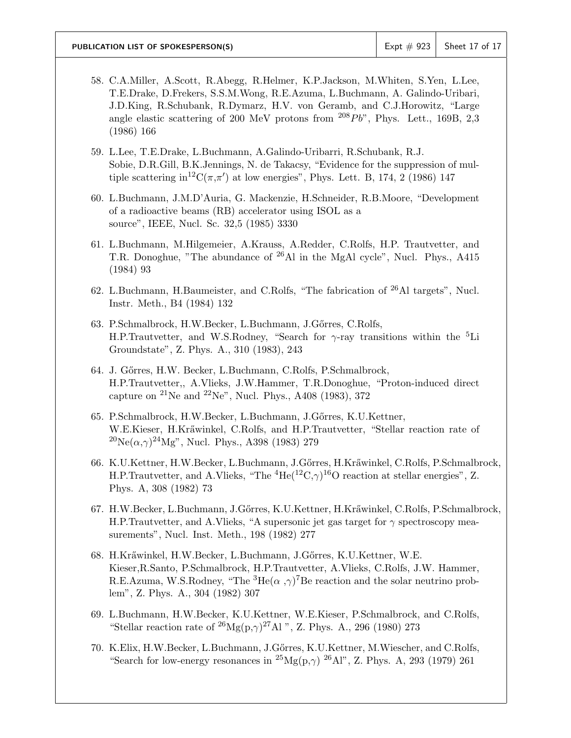58. C.A.Miller, A.Scott, R.Abegg, R.Helmer, K.P.Jackson, M.Whiten, S.Yen, L.Lee, T.E.Drake, D.Frekers, S.S.M.Wong, R.E.Azuma, L.Buchmann, A. Galindo-Uribari, J.D.King, R.Schubank, R.Dymarz, H.V. von Geramb, and C.J.Horowitz, "Large angle elastic scattering of 200 MeV protons from $^{208}Pb$", Phys. Lett., 169B, 2,3 (1986) 166

59. L.Lee, T.E.Drake, L.Buchmann, A.Galindo-Uribarri, R.Schubank, R.J. Sobie, D.R.Gill, B.K.Jennings, N. de Takacsy, "Evidence for the suppression of multiple scattering in$^{12}$C$(\pi,\pi')$ at low energies", Phys. Lett. B, 174, 2 (1986) 147

60. L.Buchmann, J.M.D'Auria, G. Mackenzie, H.Schneider, R.B.Moore, "Development of a radioactive beams (RB) accelerator using ISOL as a source", IEEE, Nucl. Sc. 32,5 (1985) 3330

61. L.Buchmann, M.Hilgemeier, A.Krauss, A.Redder, C.Rolfs, H.P. Trautvetter, and T.R. Donoghue, "The abundance of $^{26}$Al in the MgAl cycle", Nucl. Phys., A415 (1984) 93

62. L.Buchmann, H.Baumeister, and C.Rolfs, "The fabrication of $^{26}$Al targets", Nucl. Instr. Meth., B4 (1984) 132

63. P.Schmalbrock, H.W.Becker, L.Buchmann, J.Gőrres, C.Rolfs, H.P.Trautvetter, and W.S.Rodney, "Search for $\gamma$-ray transitions within the $^{5}$Li Groundstate", Z. Phys. A., 310 (1983), 243

64. J. Gőrres, H.W. Becker, L.Buchmann, C.Rolfs, P.Schmalbrock, H.P.Trautvetter,, A.Vlieks, J.W.Hammer, T.R.Donoghue, "Proton-induced direct capture on $^{21}$Ne and $^{22}$Ne", Nucl. Phys., A408 (1983), 372

65. P.Schmalbrock, H.W.Becker, L.Buchmann, J.Gőrres, K.U.Kettner, W.E.Kieser, H.Krấwinkel, C.Rolfs, and H.P.Trautvetter, "Stellar reaction rate of $^{20}$Ne$(\alpha,\gamma)^{24}$Mg", Nucl. Phys., A398 (1983) 279

66. K.U.Kettner, H.W.Becker, L.Buchmann, J.Gőrres, H.Krấwinkel, C.Rolfs, P.Schmalbrock, H.P.Trautvetter, and A.Vlieks, "The $^{4}$He$(^{12}$C$,\gamma)^{16}$O reaction at stellar energies", Z. Phys. A, 308 (1982) 73

67. H.W.Becker, L.Buchmann, J.Gőrres, K.U.Kettner, H.Krấwinkel, C.Rolfs, P.Schmalbrock, H.P.Trautvetter, and A.Vlieks, "A supersonic jet gas target for $\gamma$ spectroscopy measurements", Nucl. Inst. Meth., 198 (1982) 277

68. H.Krấwinkel, H.W.Becker, L.Buchmann, J.Gőrres, K.U.Kettner, W.E. Kieser,R.Santo, P.Schmalbrock, H.P.Trautvetter, A.Vlieks, C.Rolfs, J.W. Hammer, R.E.Azuma, W.S.Rodney, "The $^{3}$He$(\alpha\ ,\gamma)^{7}$Be reaction and the solar neutrino problem", Z. Phys. A., 304 (1982) 307

69. L.Buchmann, H.W.Becker, K.U.Kettner, W.E.Kieser, P.Schmalbrock, and C.Rolfs, "Stellar reaction rate of $^{26}$Mg$(p,\gamma)^{27}$Al ", Z. Phys. A., 296 (1980) 273

70. K.Elix, H.W.Becker, L.Buchmann, J.Gőrres, K.U.Kettner, M.Wiescher, and C.Rolfs, "Search for low-energy resonances in $^{25}$Mg$(p,\gamma)$ $^{26}$Al", Z. Phys. A, 293 (1979) 261